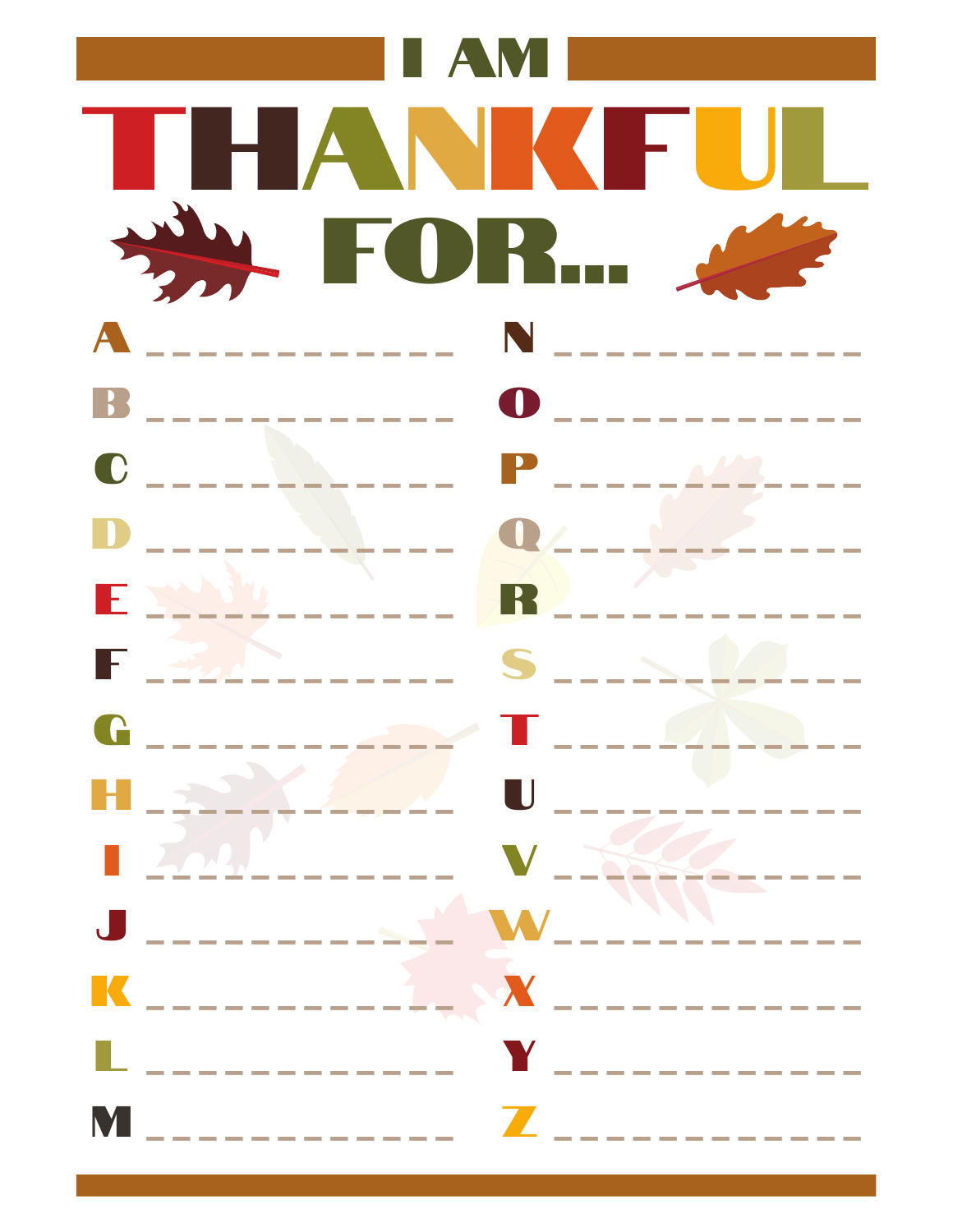# I AM THANKFUL FOR...

A _______________

B _______________

C _______________

D _______________

E _______________

F _______________

G _______________

H _______________

I _______________

J _______________

K _______________

L _______________

M _______________

N _______________

O _______________

P _______________

Q _______________

R _______________

S _______________

T _______________

U _______________

V _______________

W _______________

X _______________

Y _______________

Z _______________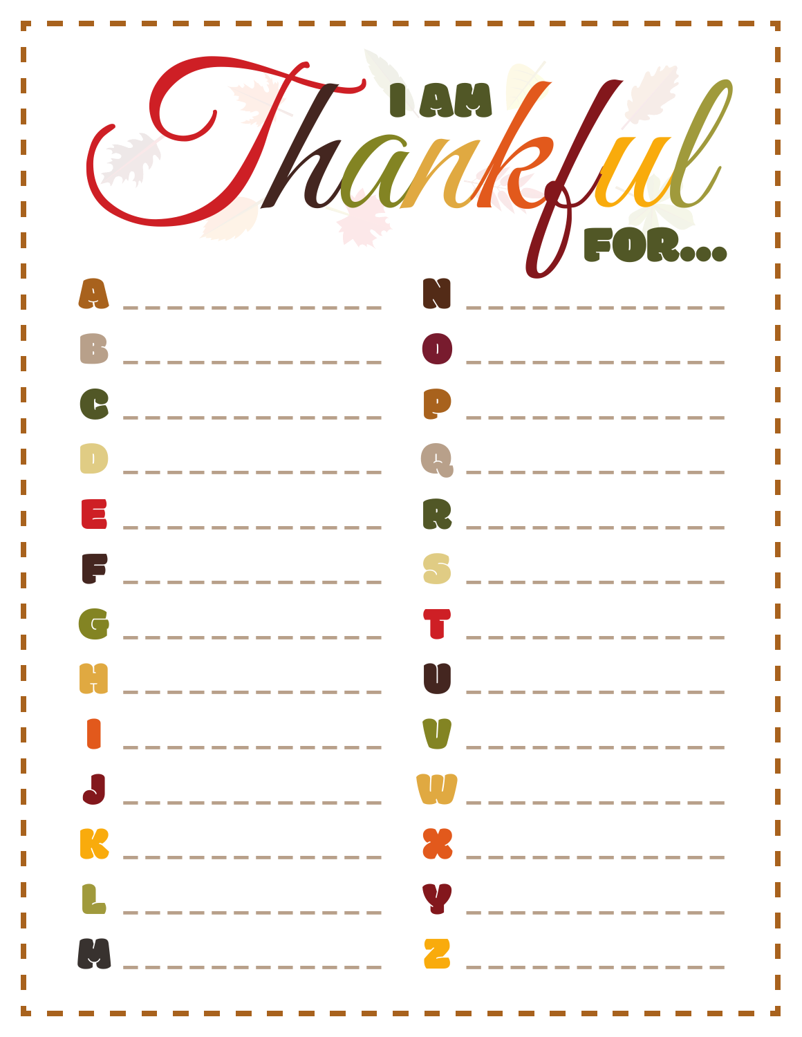# I AM Thankful FOR...

A ______________

N ______________

B ______________

O ______________

C ______________

P ______________

D ______________

Q ______________

E ______________

R ______________

F ______________

S ______________

G ______________

T ______________

H ______________

U ______________

I ______________

V ______________

J ______________

W ______________

K ______________

X ______________

L ______________

Y ______________

M ______________

Z ______________